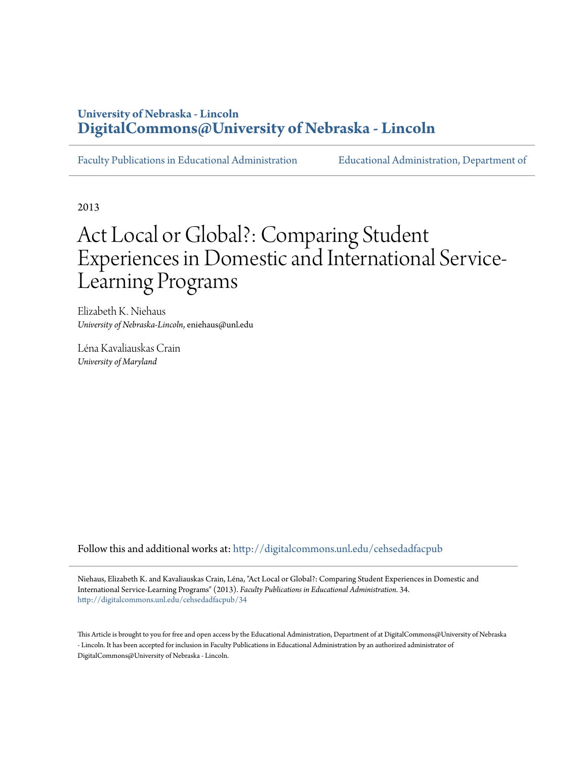University of Nebraska - Lincoln
**DigitalCommons@University of Nebraska - Lincoln**

Faculty Publications in Educational Administration | Educational Administration, Department of

2013

# Act Local or Global?: Comparing Student Experiences in Domestic and International Service-Learning Programs

Elizabeth K. Niehaus
*University of Nebraska-Lincoln*, eniehaus@unl.edu

Léna Kavaliauskas Crain
*University of Maryland*

Follow this and additional works at: http://digitalcommons.unl.edu/cehsedadfacpub

Niehaus, Elizabeth K. and Kavaliauskas Crain, Léna, "Act Local or Global?: Comparing Student Experiences in Domestic and International Service-Learning Programs" (2013). *Faculty Publications in Educational Administration*. 34.
http://digitalcommons.unl.edu/cehsedadfacpub/34

This Article is brought to you for free and open access by the Educational Administration, Department of at DigitalCommons@University of Nebraska - Lincoln. It has been accepted for inclusion in Faculty Publications in Educational Administration by an authorized administrator of DigitalCommons@University of Nebraska - Lincoln.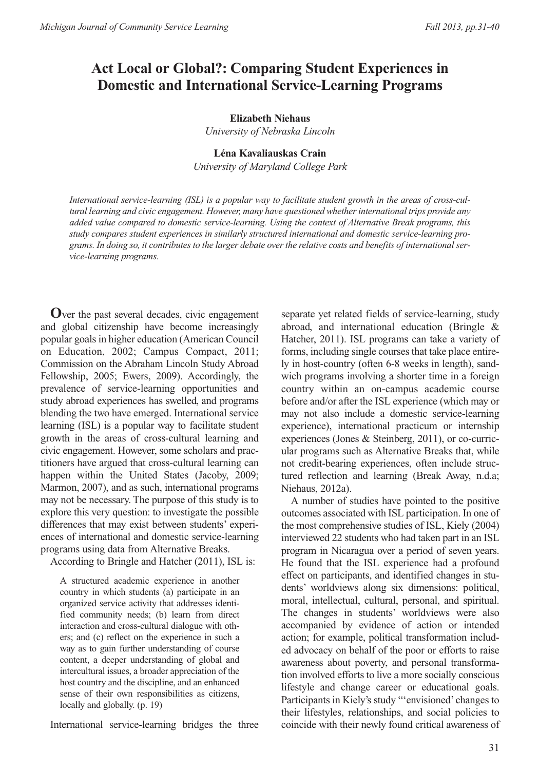# Act Local or Global?: Comparing Student Experiences in Domestic and International Service-Learning Programs

**Elizabeth Niehaus**
*University of Nebraska Lincoln*

**Léna Kavaliauskas Crain**
*University of Maryland College Park*

*International service-learning (ISL) is a popular way to facilitate student growth in the areas of cross-cultural learning and civic engagement. However, many have questioned whether international trips provide any added value compared to domestic service-learning. Using the context of Alternative Break programs, this study compares student experiences in similarly structured international and domestic service-learning programs. In doing so, it contributes to the larger debate over the relative costs and benefits of international service-learning programs.*

Over the past several decades, civic engagement and global citizenship have become increasingly popular goals in higher education (American Council on Education, 2002; Campus Compact, 2011; Commission on the Abraham Lincoln Study Abroad Fellowship, 2005; Ewers, 2009). Accordingly, the prevalence of service-learning opportunities and study abroad experiences has swelled, and programs blending the two have emerged. International service learning (ISL) is a popular way to facilitate student growth in the areas of cross-cultural learning and civic engagement. However, some scholars and practitioners have argued that cross-cultural learning can happen within the United States (Jacoby, 2009; Marmon, 2007), and as such, international programs may not be necessary. The purpose of this study is to explore this very question: to investigate the possible differences that may exist between students' experiences of international and domestic service-learning programs using data from Alternative Breaks.

According to Bringle and Hatcher (2011), ISL is:

> A structured academic experience in another country in which students (a) participate in an organized service activity that addresses identified community needs; (b) learn from direct interaction and cross-cultural dialogue with others; and (c) reflect on the experience in such a way as to gain further understanding of course content, a deeper understanding of global and intercultural issues, a broader appreciation of the host country and the discipline, and an enhanced sense of their own responsibilities as citizens, locally and globally. (p. 19)

International service-learning bridges the three separate yet related fields of service-learning, study abroad, and international education (Bringle & Hatcher, 2011). ISL programs can take a variety of forms, including single courses that take place entirely in host-country (often 6-8 weeks in length), sandwich programs involving a shorter time in a foreign country within an on-campus academic course before and/or after the ISL experience (which may or may not also include a domestic service-learning experience), international practicum or internship experiences (Jones & Steinberg, 2011), or co-curricular programs such as Alternative Breaks that, while not credit-bearing experiences, often include structured reflection and learning (Break Away, n.d.a; Niehaus, 2012a).

A number of studies have pointed to the positive outcomes associated with ISL participation. In one of the most comprehensive studies of ISL, Kiely (2004) interviewed 22 students who had taken part in an ISL program in Nicaragua over a period of seven years. He found that the ISL experience had a profound effect on participants, and identified changes in students' worldviews along six dimensions: political, moral, intellectual, cultural, personal, and spiritual. The changes in students' worldviews were also accompanied by evidence of action or intended action; for example, political transformation included advocacy on behalf of the poor or efforts to raise awareness about poverty, and personal transformation involved efforts to live a more socially conscious lifestyle and change career or educational goals. Participants in Kiely's study "'envisioned' changes to their lifestyles, relationships, and social policies to coincide with their newly found critical awareness of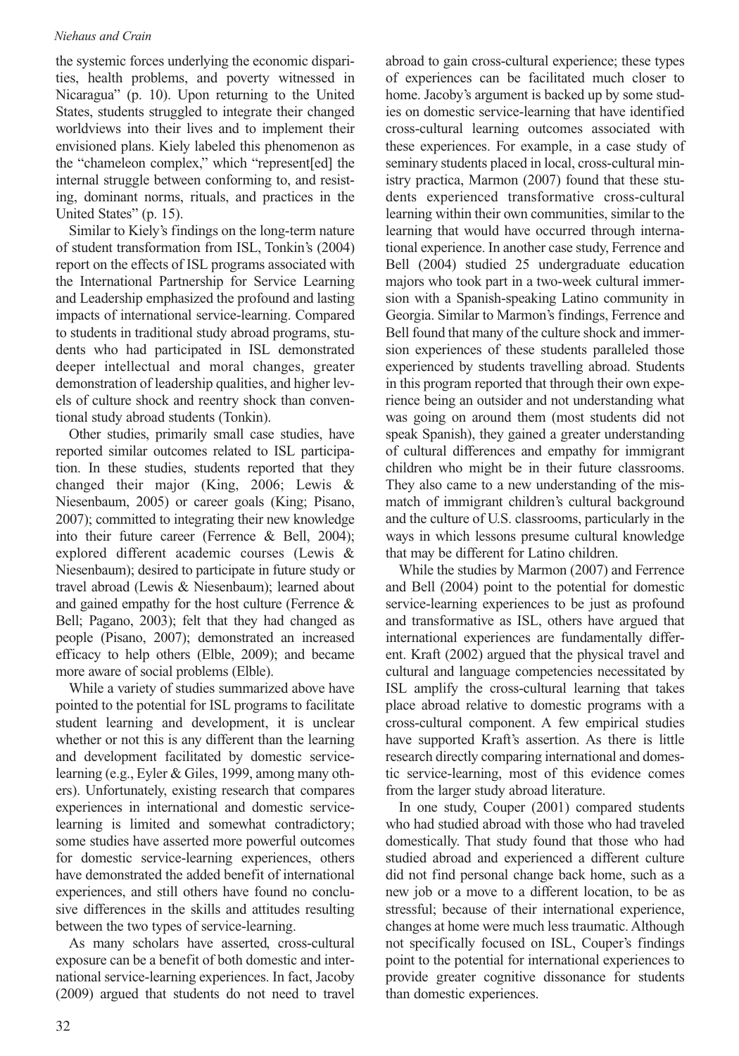the systemic forces underlying the economic disparities, health problems, and poverty witnessed in Nicaragua" (p. 10). Upon returning to the United States, students struggled to integrate their changed worldviews into their lives and to implement their envisioned plans. Kiely labeled this phenomenon as the "chameleon complex," which "represent[ed] the internal struggle between conforming to, and resisting, dominant norms, rituals, and practices in the United States" (p. 15).

Similar to Kiely's findings on the long-term nature of student transformation from ISL, Tonkin's (2004) report on the effects of ISL programs associated with the International Partnership for Service Learning and Leadership emphasized the profound and lasting impacts of international service-learning. Compared to students in traditional study abroad programs, students who had participated in ISL demonstrated deeper intellectual and moral changes, greater demonstration of leadership qualities, and higher levels of culture shock and reentry shock than conventional study abroad students (Tonkin).

Other studies, primarily small case studies, have reported similar outcomes related to ISL participation. In these studies, students reported that they changed their major (King, 2006; Lewis & Niesenbaum, 2005) or career goals (King; Pisano, 2007); committed to integrating their new knowledge into their future career (Ferrence & Bell, 2004); explored different academic courses (Lewis & Niesenbaum); desired to participate in future study or travel abroad (Lewis & Niesenbaum); learned about and gained empathy for the host culture (Ferrence & Bell; Pagano, 2003); felt that they had changed as people (Pisano, 2007); demonstrated an increased efficacy to help others (Elble, 2009); and became more aware of social problems (Elble).

While a variety of studies summarized above have pointed to the potential for ISL programs to facilitate student learning and development, it is unclear whether or not this is any different than the learning and development facilitated by domestic service-learning (e.g., Eyler & Giles, 1999, among many others). Unfortunately, existing research that compares experiences in international and domestic service-learning is limited and somewhat contradictory; some studies have asserted more powerful outcomes for domestic service-learning experiences, others have demonstrated the added benefit of international experiences, and still others have found no conclusive differences in the skills and attitudes resulting between the two types of service-learning.

As many scholars have asserted, cross-cultural exposure can be a benefit of both domestic and international service-learning experiences. In fact, Jacoby (2009) argued that students do not need to travel abroad to gain cross-cultural experience; these types of experiences can be facilitated much closer to home. Jacoby's argument is backed up by some studies on domestic service-learning that have identified cross-cultural learning outcomes associated with these experiences. For example, in a case study of seminary students placed in local, cross-cultural ministry practica, Marmon (2007) found that these students experienced transformative cross-cultural learning within their own communities, similar to the learning that would have occurred through international experience. In another case study, Ferrence and Bell (2004) studied 25 undergraduate education majors who took part in a two-week cultural immersion with a Spanish-speaking Latino community in Georgia. Similar to Marmon's findings, Ferrence and Bell found that many of the culture shock and immersion experiences of these students paralleled those experienced by students travelling abroad. Students in this program reported that through their own experience being an outsider and not understanding what was going on around them (most students did not speak Spanish), they gained a greater understanding of cultural differences and empathy for immigrant children who might be in their future classrooms. They also came to a new understanding of the mismatch of immigrant children's cultural background and the culture of U.S. classrooms, particularly in the ways in which lessons presume cultural knowledge that may be different for Latino children.

While the studies by Marmon (2007) and Ferrence and Bell (2004) point to the potential for domestic service-learning experiences to be just as profound and transformative as ISL, others have argued that international experiences are fundamentally different. Kraft (2002) argued that the physical travel and cultural and language competencies necessitated by ISL amplify the cross-cultural learning that takes place abroad relative to domestic programs with a cross-cultural component. A few empirical studies have supported Kraft's assertion. As there is little research directly comparing international and domestic service-learning, most of this evidence comes from the larger study abroad literature.

In one study, Couper (2001) compared students who had studied abroad with those who had traveled domestically. That study found that those who had studied abroad and experienced a different culture did not find personal change back home, such as a new job or a move to a different location, to be as stressful; because of their international experience, changes at home were much less traumatic. Although not specifically focused on ISL, Couper's findings point to the potential for international experiences to provide greater cognitive dissonance for students than domestic experiences.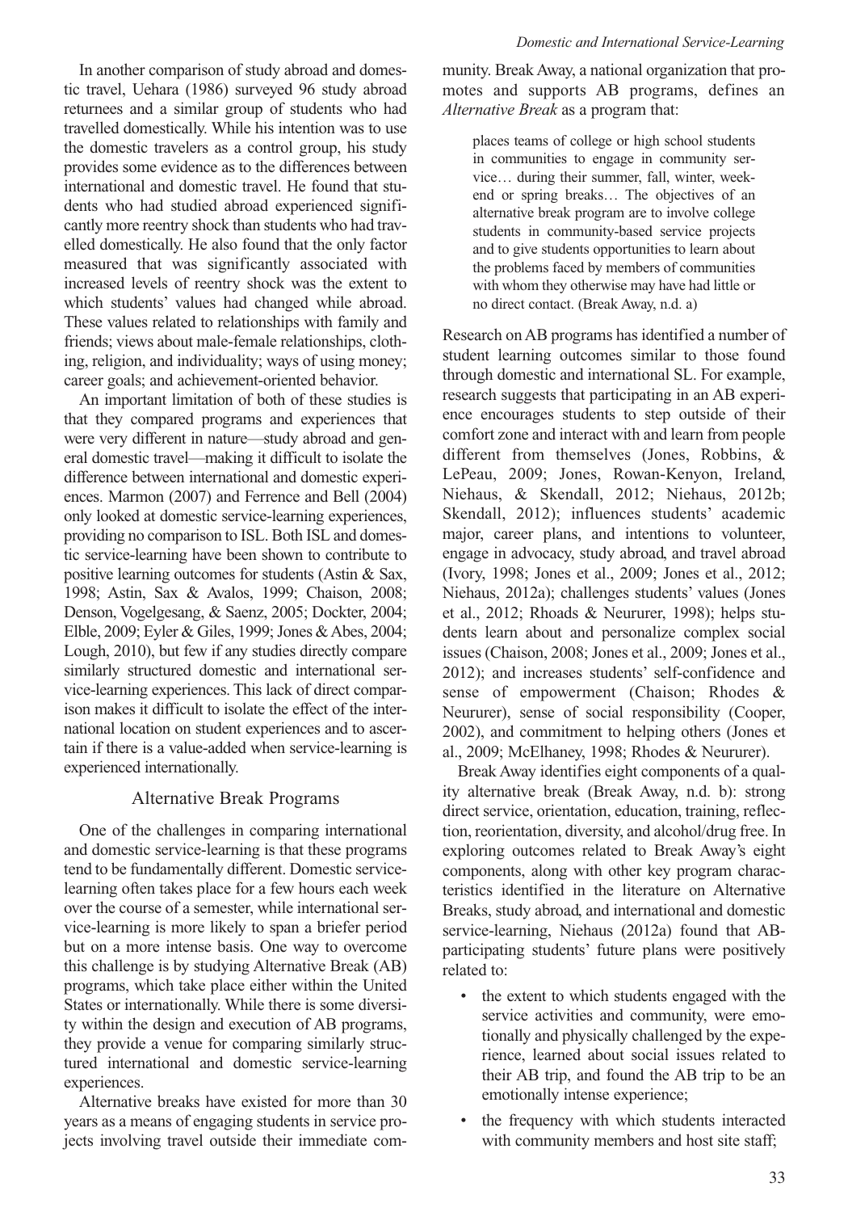In another comparison of study abroad and domestic travel, Uehara (1986) surveyed 96 study abroad returnees and a similar group of students who had travelled domestically. While his intention was to use the domestic travelers as a control group, his study provides some evidence as to the differences between international and domestic travel. He found that students who had studied abroad experienced significantly more reentry shock than students who had travelled domestically. He also found that the only factor measured that was significantly associated with increased levels of reentry shock was the extent to which students' values had changed while abroad. These values related to relationships with family and friends; views about male-female relationships, clothing, religion, and individuality; ways of using money; career goals; and achievement-oriented behavior.

An important limitation of both of these studies is that they compared programs and experiences that were very different in nature—study abroad and general domestic travel—making it difficult to isolate the difference between international and domestic experiences. Marmon (2007) and Ferrence and Bell (2004) only looked at domestic service-learning experiences, providing no comparison to ISL. Both ISL and domestic service-learning have been shown to contribute to positive learning outcomes for students (Astin & Sax, 1998; Astin, Sax & Avalos, 1999; Chaison, 2008; Denson, Vogelgesang, & Saenz, 2005; Dockter, 2004; Elble, 2009; Eyler & Giles, 1999; Jones & Abes, 2004; Lough, 2010), but few if any studies directly compare similarly structured domestic and international service-learning experiences. This lack of direct comparison makes it difficult to isolate the effect of the international location on student experiences and to ascertain if there is a value-added when service-learning is experienced internationally.

## Alternative Break Programs

One of the challenges in comparing international and domestic service-learning is that these programs tend to be fundamentally different. Domestic service-learning often takes place for a few hours each week over the course of a semester, while international service-learning is more likely to span a briefer period but on a more intense basis. One way to overcome this challenge is by studying Alternative Break (AB) programs, which take place either within the United States or internationally. While there is some diversity within the design and execution of AB programs, they provide a venue for comparing similarly structured international and domestic service-learning experiences.

Alternative breaks have existed for more than 30 years as a means of engaging students in service projects involving travel outside their immediate community. Break Away, a national organization that promotes and supports AB programs, defines an *Alternative Break* as a program that:

> places teams of college or high school students in communities to engage in community service… during their summer, fall, winter, weekend or spring breaks… The objectives of an alternative break program are to involve college students in community-based service projects and to give students opportunities to learn about the problems faced by members of communities with whom they otherwise may have had little or no direct contact. (Break Away, n.d. a)

Research on AB programs has identified a number of student learning outcomes similar to those found through domestic and international SL. For example, research suggests that participating in an AB experience encourages students to step outside of their comfort zone and interact with and learn from people different from themselves (Jones, Robbins, & LePeau, 2009; Jones, Rowan-Kenyon, Ireland, Niehaus, & Skendall, 2012; Niehaus, 2012b; Skendall, 2012); influences students' academic major, career plans, and intentions to volunteer, engage in advocacy, study abroad, and travel abroad (Ivory, 1998; Jones et al., 2009; Jones et al., 2012; Niehaus, 2012a); challenges students' values (Jones et al., 2012; Rhoads & Neururer, 1998); helps students learn about and personalize complex social issues (Chaison, 2008; Jones et al., 2009; Jones et al., 2012); and increases students' self-confidence and sense of empowerment (Chaison; Rhodes & Neururer), sense of social responsibility (Cooper, 2002), and commitment to helping others (Jones et al., 2009; McElhaney, 1998; Rhodes & Neururer).

Break Away identifies eight components of a quality alternative break (Break Away, n.d. b): strong direct service, orientation, education, training, reflection, reorientation, diversity, and alcohol/drug free. In exploring outcomes related to Break Away's eight components, along with other key program characteristics identified in the literature on Alternative Breaks, study abroad, and international and domestic service-learning, Niehaus (2012a) found that AB-participating students' future plans were positively related to:

- the extent to which students engaged with the service activities and community, were emotionally and physically challenged by the experience, learned about social issues related to their AB trip, and found the AB trip to be an emotionally intense experience;
- the frequency with which students interacted with community members and host site staff;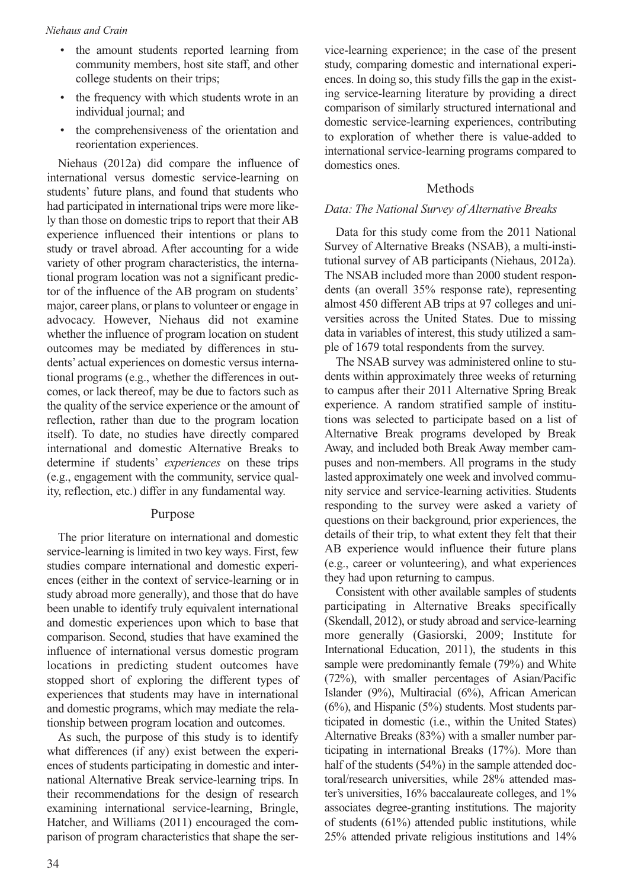- the amount students reported learning from community members, host site staff, and other college students on their trips;
- the frequency with which students wrote in an individual journal; and
- the comprehensiveness of the orientation and reorientation experiences.

Niehaus (2012a) did compare the influence of international versus domestic service-learning on students' future plans, and found that students who had participated in international trips were more likely than those on domestic trips to report that their AB experience influenced their intentions or plans to study or travel abroad. After accounting for a wide variety of other program characteristics, the international program location was not a significant predictor of the influence of the AB program on students' major, career plans, or plans to volunteer or engage in advocacy. However, Niehaus did not examine whether the influence of program location on student outcomes may be mediated by differences in students' actual experiences on domestic versus international programs (e.g., whether the differences in outcomes, or lack thereof, may be due to factors such as the quality of the service experience or the amount of reflection, rather than due to the program location itself). To date, no studies have directly compared international and domestic Alternative Breaks to determine if students' *experiences* on these trips (e.g., engagement with the community, service quality, reflection, etc.) differ in any fundamental way.

## Purpose

The prior literature on international and domestic service-learning is limited in two key ways. First, few studies compare international and domestic experiences (either in the context of service-learning or in study abroad more generally), and those that do have been unable to identify truly equivalent international and domestic experiences upon which to base that comparison. Second, studies that have examined the influence of international versus domestic program locations in predicting student outcomes have stopped short of exploring the different types of experiences that students may have in international and domestic programs, which may mediate the relationship between program location and outcomes.

As such, the purpose of this study is to identify what differences (if any) exist between the experiences of students participating in domestic and international Alternative Break service-learning trips. In their recommendations for the design of research examining international service-learning, Bringle, Hatcher, and Williams (2011) encouraged the comparison of program characteristics that shape the service-learning experience; in the case of the present study, comparing domestic and international experiences. In doing so, this study fills the gap in the existing service-learning literature by providing a direct comparison of similarly structured international and domestic service-learning experiences, contributing to exploration of whether there is value-added to international service-learning programs compared to domestics ones.

## Methods

### *Data: The National Survey of Alternative Breaks*

Data for this study come from the 2011 National Survey of Alternative Breaks (NSAB), a multi-institutional survey of AB participants (Niehaus, 2012a). The NSAB included more than 2000 student respondents (an overall 35% response rate), representing almost 450 different AB trips at 97 colleges and universities across the United States. Due to missing data in variables of interest, this study utilized a sample of 1679 total respondents from the survey.

The NSAB survey was administered online to students within approximately three weeks of returning to campus after their 2011 Alternative Spring Break experience. A random stratified sample of institutions was selected to participate based on a list of Alternative Break programs developed by Break Away, and included both Break Away member campuses and non-members. All programs in the study lasted approximately one week and involved community service and service-learning activities. Students responding to the survey were asked a variety of questions on their background, prior experiences, the details of their trip, to what extent they felt that their AB experience would influence their future plans (e.g., career or volunteering), and what experiences they had upon returning to campus.

Consistent with other available samples of students participating in Alternative Breaks specifically (Skendall, 2012), or study abroad and service-learning more generally (Gasiorski, 2009; Institute for International Education, 2011), the students in this sample were predominantly female (79%) and White (72%), with smaller percentages of Asian/Pacific Islander (9%), Multiracial (6%), African American (6%), and Hispanic (5%) students. Most students participated in domestic (i.e., within the United States) Alternative Breaks (83%) with a smaller number participating in international Breaks (17%). More than half of the students (54%) in the sample attended doctoral/research universities, while 28% attended master's universities, 16% baccalaureate colleges, and 1% associates degree-granting institutions. The majority of students (61%) attended public institutions, while 25% attended private religious institutions and 14%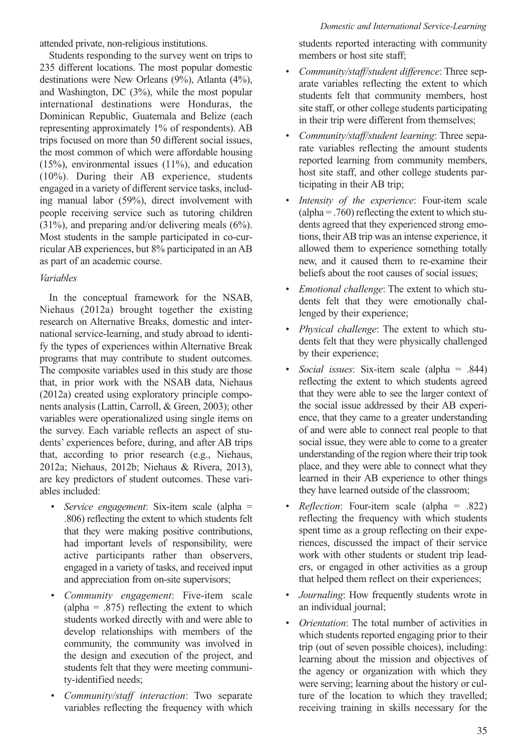attended private, non-religious institutions.

Students responding to the survey went on trips to 235 different locations. The most popular domestic destinations were New Orleans (9%), Atlanta (4%), and Washington, DC (3%), while the most popular international destinations were Honduras, the Dominican Republic, Guatemala and Belize (each representing approximately 1% of respondents). AB trips focused on more than 50 different social issues, the most common of which were affordable housing (15%), environmental issues (11%), and education (10%). During their AB experience, students engaged in a variety of different service tasks, including manual labor (59%), direct involvement with people receiving service such as tutoring children (31%), and preparing and/or delivering meals (6%). Most students in the sample participated in co-curricular AB experiences, but 8% participated in an AB as part of an academic course.

*Variables*

In the conceptual framework for the NSAB, Niehaus (2012a) brought together the existing research on Alternative Breaks, domestic and international service-learning, and study abroad to identify the types of experiences within Alternative Break programs that may contribute to student outcomes. The composite variables used in this study are those that, in prior work with the NSAB data, Niehaus (2012a) created using exploratory principle components analysis (Lattin, Carroll, & Green, 2003); other variables were operationalized using single items on the survey. Each variable reflects an aspect of students' experiences before, during, and after AB trips that, according to prior research (e.g., Niehaus, 2012a; Niehaus, 2012b; Niehaus & Rivera, 2013), are key predictors of student outcomes. These variables included:

- *Service engagement*: Six-item scale (alpha = .806) reflecting the extent to which students felt that they were making positive contributions, had important levels of responsibility, were active participants rather than observers, engaged in a variety of tasks, and received input and appreciation from on-site supervisors;
- *Community engagement*: Five-item scale (alpha = .875) reflecting the extent to which students worked directly with and were able to develop relationships with members of the community, the community was involved in the design and execution of the project, and students felt that they were meeting community-identified needs;
- *Community/staff interaction*: Two separate variables reflecting the frequency with which students reported interacting with community members or host site staff;
- *Community/staff/student difference*: Three separate variables reflecting the extent to which students felt that community members, host site staff, or other college students participating in their trip were different from themselves;
- *Community/staff/student learning*: Three separate variables reflecting the amount students reported learning from community members, host site staff, and other college students participating in their AB trip;
- *Intensity of the experience*: Four-item scale (alpha = .760) reflecting the extent to which students agreed that they experienced strong emotions, their AB trip was an intense experience, it allowed them to experience something totally new, and it caused them to re-examine their beliefs about the root causes of social issues;
- *Emotional challenge*: The extent to which students felt that they were emotionally challenged by their experience;
- *Physical challenge*: The extent to which students felt that they were physically challenged by their experience;
- *Social issues*: Six-item scale (alpha = .844) reflecting the extent to which students agreed that they were able to see the larger context of the social issue addressed by their AB experience, that they came to a greater understanding of and were able to connect real people to that social issue, they were able to come to a greater understanding of the region where their trip took place, and they were able to connect what they learned in their AB experience to other things they have learned outside of the classroom;
- *Reflection*: Four-item scale (alpha = .822) reflecting the frequency with which students spent time as a group reflecting on their experiences, discussed the impact of their service work with other students or student trip leaders, or engaged in other activities as a group that helped them reflect on their experiences;
- *Journaling*: How frequently students wrote in an individual journal;
- *Orientation*: The total number of activities in which students reported engaging prior to their trip (out of seven possible choices), including: learning about the mission and objectives of the agency or organization with which they were serving; learning about the history or culture of the location to which they travelled; receiving training in skills necessary for the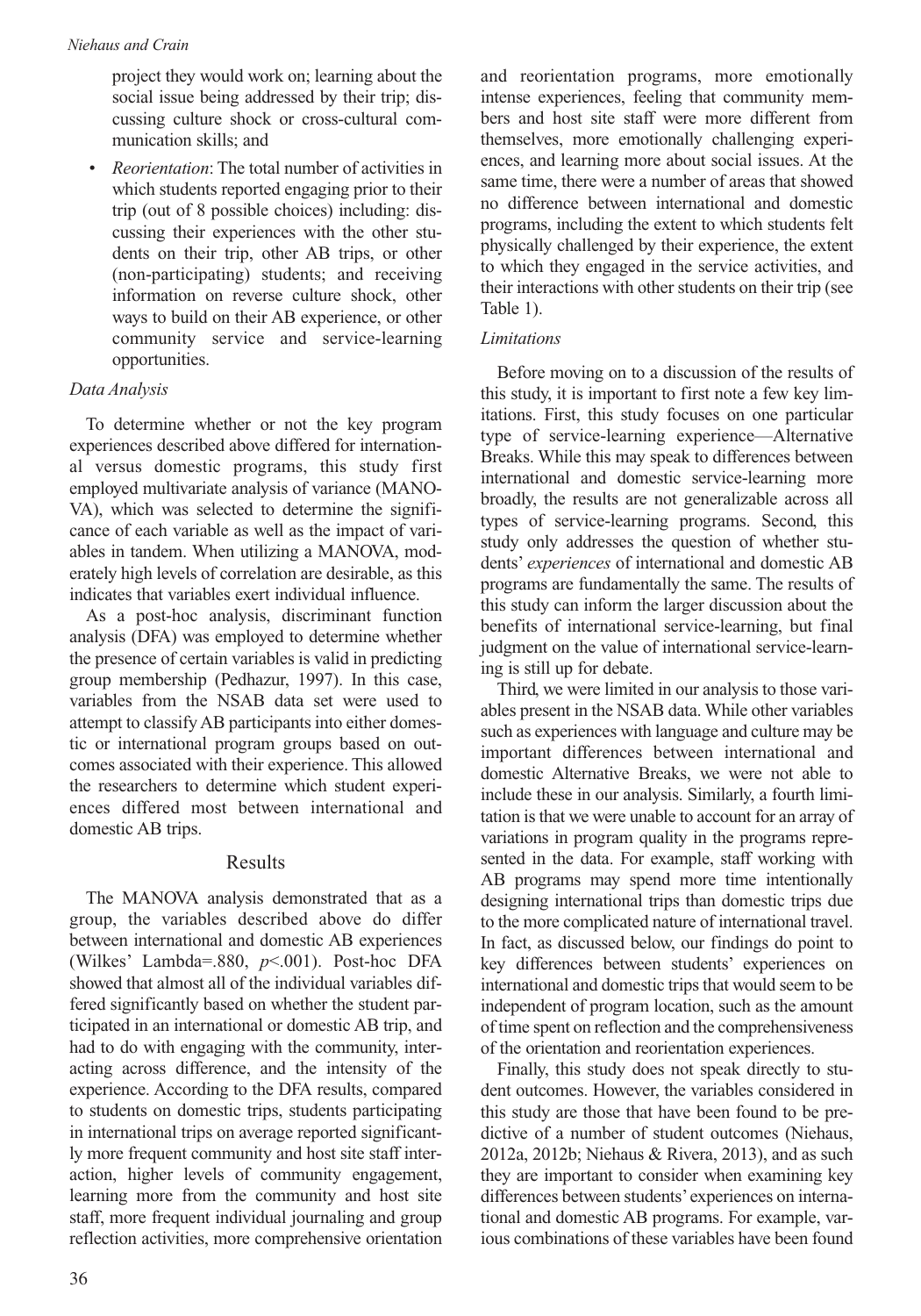project they would work on; learning about the social issue being addressed by their trip; discussing culture shock or cross-cultural communication skills; and

- *Reorientation*: The total number of activities in which students reported engaging prior to their trip (out of 8 possible choices) including: discussing their experiences with the other students on their trip, other AB trips, or other (non-participating) students; and receiving information on reverse culture shock, other ways to build on their AB experience, or other community service and service-learning opportunities.

### *Data Analysis*

To determine whether or not the key program experiences described above differed for international versus domestic programs, this study first employed multivariate analysis of variance (MANOVA), which was selected to determine the significance of each variable as well as the impact of variables in tandem. When utilizing a MANOVA, moderately high levels of correlation are desirable, as this indicates that variables exert individual influence.

As a post-hoc analysis, discriminant function analysis (DFA) was employed to determine whether the presence of certain variables is valid in predicting group membership (Pedhazur, 1997). In this case, variables from the NSAB data set were used to attempt to classify AB participants into either domestic or international program groups based on outcomes associated with their experience. This allowed the researchers to determine which student experiences differed most between international and domestic AB trips.

## Results

The MANOVA analysis demonstrated that as a group, the variables described above do differ between international and domestic AB experiences (Wilkes' Lambda=.880, $p<.001$). Post-hoc DFA showed that almost all of the individual variables differed significantly based on whether the student participated in an international or domestic AB trip, and had to do with engaging with the community, interacting across difference, and the intensity of the experience. According to the DFA results, compared to students on domestic trips, students participating in international trips on average reported significantly more frequent community and host site staff interaction, higher levels of community engagement, learning more from the community and host site staff, more frequent individual journaling and group reflection activities, more comprehensive orientation and reorientation programs, more emotionally intense experiences, feeling that community members and host site staff were more different from themselves, more emotionally challenging experiences, and learning more about social issues. At the same time, there were a number of areas that showed no difference between international and domestic programs, including the extent to which students felt physically challenged by their experience, the extent to which they engaged in the service activities, and their interactions with other students on their trip (see Table 1).

### *Limitations*

Before moving on to a discussion of the results of this study, it is important to first note a few key limitations. First, this study focuses on one particular type of service-learning experience—Alternative Breaks. While this may speak to differences between international and domestic service-learning more broadly, the results are not generalizable across all types of service-learning programs. Second, this study only addresses the question of whether students' *experiences* of international and domestic AB programs are fundamentally the same. The results of this study can inform the larger discussion about the benefits of international service-learning, but final judgment on the value of international service-learning is still up for debate.

Third, we were limited in our analysis to those variables present in the NSAB data. While other variables such as experiences with language and culture may be important differences between international and domestic Alternative Breaks, we were not able to include these in our analysis. Similarly, a fourth limitation is that we were unable to account for an array of variations in program quality in the programs represented in the data. For example, staff working with AB programs may spend more time intentionally designing international trips than domestic trips due to the more complicated nature of international travel. In fact, as discussed below, our findings do point to key differences between students' experiences on international and domestic trips that would seem to be independent of program location, such as the amount of time spent on reflection and the comprehensiveness of the orientation and reorientation experiences.

Finally, this study does not speak directly to student outcomes. However, the variables considered in this study are those that have been found to be predictive of a number of student outcomes (Niehaus, 2012a, 2012b; Niehaus & Rivera, 2013), and as such they are important to consider when examining key differences between students' experiences on international and domestic AB programs. For example, various combinations of these variables have been found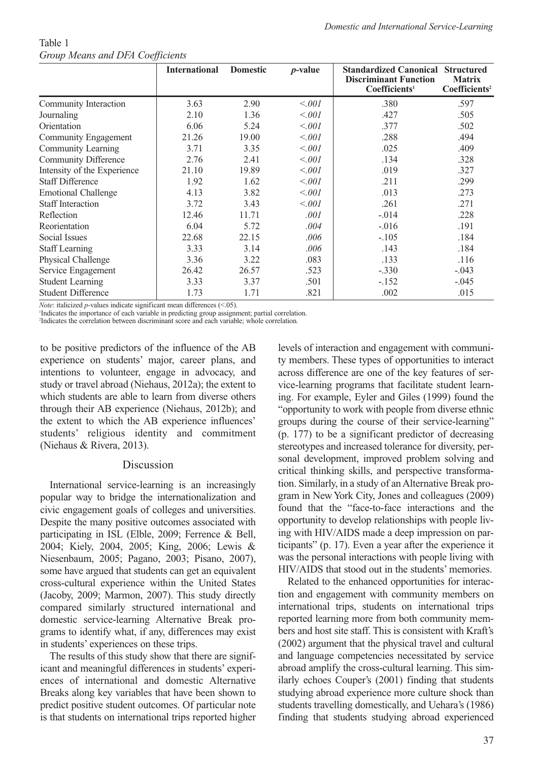Table 1
*Group Means and DFA Coefficients*

| | International | Domestic | *p*-value | Standardized Canonical Discriminant Function Coefficients[1] | Structured Matrix Coefficients[2] |
|---|---|---|---|---|---|
| Community Interaction | 3.63 | 2.90 | *<.001* | .380 | .597 |
| Journaling | 2.10 | 1.36 | *<.001* | .427 | .505 |
| Orientation | 6.06 | 5.24 | *<.001* | .377 | .502 |
| Community Engagement | 21.26 | 19.00 | *<.001* | .288 | .494 |
| Community Learning | 3.71 | 3.35 | *<.001* | .025 | .409 |
| Community Difference | 2.76 | 2.41 | *<.001* | .134 | .328 |
| Intensity of the Experience | 21.10 | 19.89 | *<.001* | .019 | .327 |
| Staff Difference | 1.92 | 1.62 | *<.001* | .211 | .299 |
| Emotional Challenge | 4.13 | 3.82 | *<.001* | .013 | .273 |
| Staff Interaction | 3.72 | 3.43 | *<.001* | .261 | .271 |
| Reflection | 12.46 | 11.71 | *.001* | -.014 | .228 |
| Reorientation | 6.04 | 5.72 | *.004* | -.016 | .191 |
| Social Issues | 22.68 | 22.15 | *.006* | -.105 | .184 |
| Staff Learning | 3.33 | 3.14 | *.006* | .143 | .184 |
| Physical Challenge | 3.36 | 3.22 | .083 | .133 | .116 |
| Service Engagement | 26.42 | 26.57 | .523 | -.330 | -.043 |
| Student Learning | 3.33 | 3.37 | .501 | -.152 | -.045 |
| Student Difference | 1.73 | 1.71 | .821 | .002 | .015 |

*Note*: italicized *p*-values indicate significant mean differences (<.05).
[1]Indicates the importance of each variable in predicting group assignment; partial correlation.
[2]Indicates the correlation between discriminant score and each variable; whole correlation.

to be positive predictors of the influence of the AB experience on students' major, career plans, and intentions to volunteer, engage in advocacy, and study or travel abroad (Niehaus, 2012a); the extent to which students are able to learn from diverse others through their AB experience (Niehaus, 2012b); and the extent to which the AB experience influences' students' religious identity and commitment (Niehaus & Rivera, 2013).

## Discussion

International service-learning is an increasingly popular way to bridge the internationalization and civic engagement goals of colleges and universities. Despite the many positive outcomes associated with participating in ISL (Elble, 2009; Ferrence & Bell, 2004; Kiely, 2004, 2005; King, 2006; Lewis & Niesenbaum, 2005; Pagano, 2003; Pisano, 2007), some have argued that students can get an equivalent cross-cultural experience within the United States (Jacoby, 2009; Marmon, 2007). This study directly compared similarly structured international and domestic service-learning Alternative Break programs to identify what, if any, differences may exist in students' experiences on these trips.

The results of this study show that there are significant and meaningful differences in students' experiences of international and domestic Alternative Breaks along key variables that have been shown to predict positive student outcomes. Of particular note is that students on international trips reported higher levels of interaction and engagement with community members. These types of opportunities to interact across difference are one of the key features of service-learning programs that facilitate student learning. For example, Eyler and Giles (1999) found the "opportunity to work with people from diverse ethnic groups during the course of their service-learning" (p. 177) to be a significant predictor of decreasing stereotypes and increased tolerance for diversity, personal development, improved problem solving and critical thinking skills, and perspective transformation. Similarly, in a study of an Alternative Break program in New York City, Jones and colleagues (2009) found that the "face-to-face interactions and the opportunity to develop relationships with people living with HIV/AIDS made a deep impression on participants" (p. 17). Even a year after the experience it was the personal interactions with people living with HIV/AIDS that stood out in the students' memories.

Related to the enhanced opportunities for interaction and engagement with community members on international trips, students on international trips reported learning more from both community members and host site staff. This is consistent with Kraft's (2002) argument that the physical travel and cultural and language competencies necessitated by service abroad amplify the cross-cultural learning. This similarly echoes Couper's (2001) finding that students studying abroad experience more culture shock than students travelling domestically, and Uehara's (1986) finding that students studying abroad experienced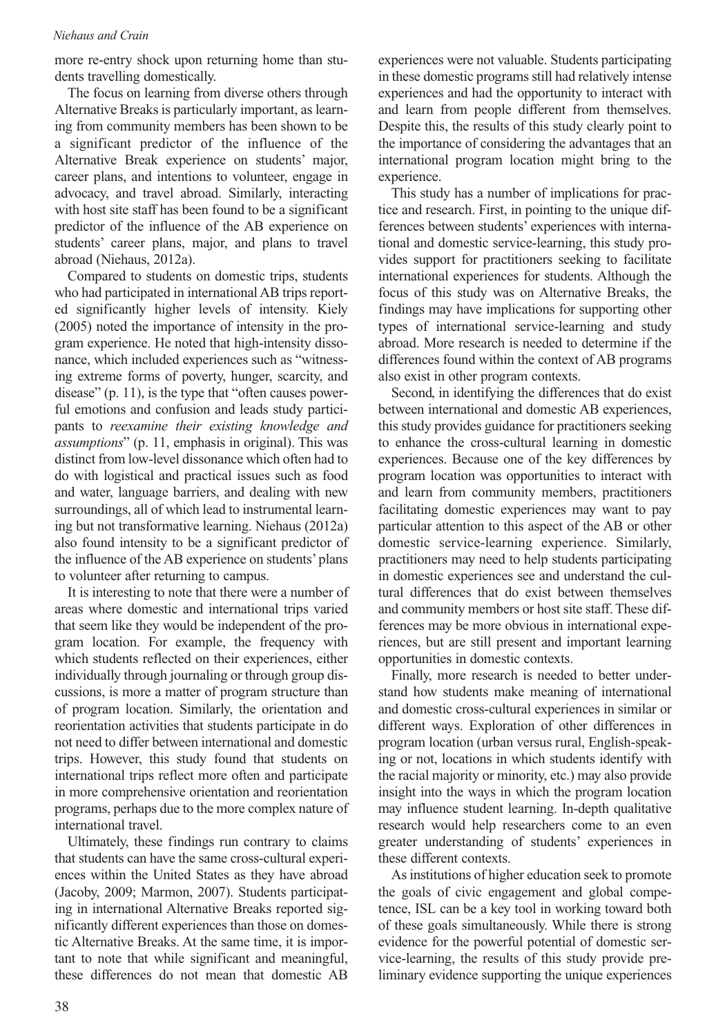more re-entry shock upon returning home than students travelling domestically.

The focus on learning from diverse others through Alternative Breaks is particularly important, as learning from community members has been shown to be a significant predictor of the influence of the Alternative Break experience on students' major, career plans, and intentions to volunteer, engage in advocacy, and travel abroad. Similarly, interacting with host site staff has been found to be a significant predictor of the influence of the AB experience on students' career plans, major, and plans to travel abroad (Niehaus, 2012a).

Compared to students on domestic trips, students who had participated in international AB trips reported significantly higher levels of intensity. Kiely (2005) noted the importance of intensity in the program experience. He noted that high-intensity dissonance, which included experiences such as "witnessing extreme forms of poverty, hunger, scarcity, and disease" (p. 11), is the type that "often causes powerful emotions and confusion and leads study participants to *reexamine their existing knowledge and assumptions*" (p. 11, emphasis in original). This was distinct from low-level dissonance which often had to do with logistical and practical issues such as food and water, language barriers, and dealing with new surroundings, all of which lead to instrumental learning but not transformative learning. Niehaus (2012a) also found intensity to be a significant predictor of the influence of the AB experience on students' plans to volunteer after returning to campus.

It is interesting to note that there were a number of areas where domestic and international trips varied that seem like they would be independent of the program location. For example, the frequency with which students reflected on their experiences, either individually through journaling or through group discussions, is more a matter of program structure than of program location. Similarly, the orientation and reorientation activities that students participate in do not need to differ between international and domestic trips. However, this study found that students on international trips reflect more often and participate in more comprehensive orientation and reorientation programs, perhaps due to the more complex nature of international travel.

Ultimately, these findings run contrary to claims that students can have the same cross-cultural experiences within the United States as they have abroad (Jacoby, 2009; Marmon, 2007). Students participating in international Alternative Breaks reported significantly different experiences than those on domestic Alternative Breaks. At the same time, it is important to note that while significant and meaningful, these differences do not mean that domestic AB experiences were not valuable. Students participating in these domestic programs still had relatively intense experiences and had the opportunity to interact with and learn from people different from themselves. Despite this, the results of this study clearly point to the importance of considering the advantages that an international program location might bring to the experience.

This study has a number of implications for practice and research. First, in pointing to the unique differences between students' experiences with international and domestic service-learning, this study provides support for practitioners seeking to facilitate international experiences for students. Although the focus of this study was on Alternative Breaks, the findings may have implications for supporting other types of international service-learning and study abroad. More research is needed to determine if the differences found within the context of AB programs also exist in other program contexts.

Second, in identifying the differences that do exist between international and domestic AB experiences, this study provides guidance for practitioners seeking to enhance the cross-cultural learning in domestic experiences. Because one of the key differences by program location was opportunities to interact with and learn from community members, practitioners facilitating domestic experiences may want to pay particular attention to this aspect of the AB or other domestic service-learning experience. Similarly, practitioners may need to help students participating in domestic experiences see and understand the cultural differences that do exist between themselves and community members or host site staff. These differences may be more obvious in international experiences, but are still present and important learning opportunities in domestic contexts.

Finally, more research is needed to better understand how students make meaning of international and domestic cross-cultural experiences in similar or different ways. Exploration of other differences in program location (urban versus rural, English-speaking or not, locations in which students identify with the racial majority or minority, etc.) may also provide insight into the ways in which the program location may influence student learning. In-depth qualitative research would help researchers come to an even greater understanding of students' experiences in these different contexts.

As institutions of higher education seek to promote the goals of civic engagement and global competence, ISL can be a key tool in working toward both of these goals simultaneously. While there is strong evidence for the powerful potential of domestic service-learning, the results of this study provide preliminary evidence supporting the unique experiences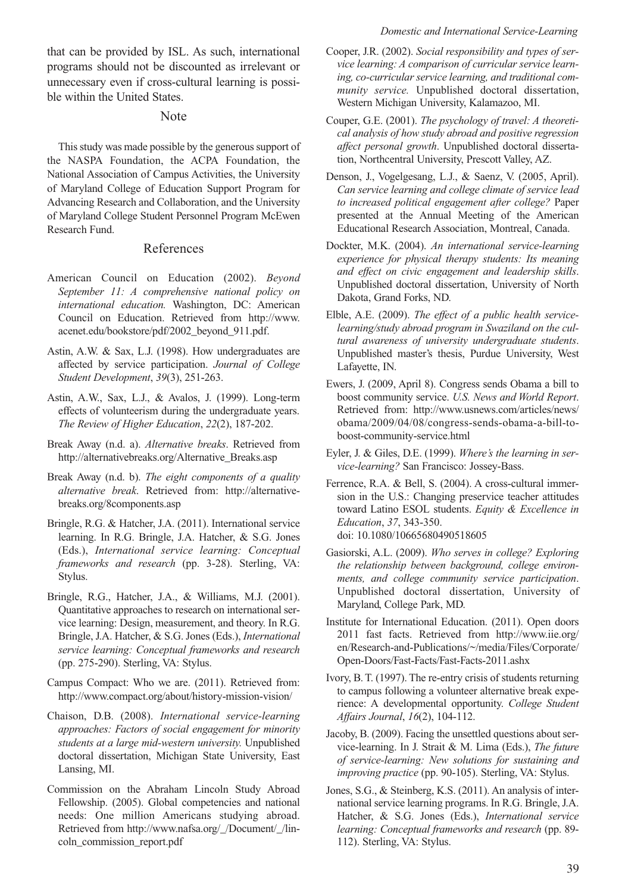that can be provided by ISL. As such, international programs should not be discounted as irrelevant or unnecessary even if cross-cultural learning is possible within the United States.

## Note

This study was made possible by the generous support of the NASPA Foundation, the ACPA Foundation, the National Association of Campus Activities, the University of Maryland College of Education Support Program for Advancing Research and Collaboration, and the University of Maryland College Student Personnel Program McEwen Research Fund.

## References

American Council on Education (2002). *Beyond September 11: A comprehensive national policy on international education.* Washington, DC: American Council on Education. Retrieved from http://www.acenet.edu/bookstore/pdf/2002_beyond_911.pdf.

Astin, A.W. & Sax, L.J. (1998). How undergraduates are affected by service participation. *Journal of College Student Development*, *39*(3), 251-263.

Astin, A.W., Sax, L.J., & Avalos, J. (1999). Long-term effects of volunteerism during the undergraduate years. *The Review of Higher Education*, *22*(2), 187-202.

Break Away (n.d. a). *Alternative breaks*. Retrieved from http://alternativebreaks.org/Alternative_Breaks.asp

Break Away (n.d. b). *The eight components of a quality alternative break*. Retrieved from: http://alternativebreaks.org/8components.asp

Bringle, R.G. & Hatcher, J.A. (2011). International service learning. In R.G. Bringle, J.A. Hatcher, & S.G. Jones (Eds.), *International service learning: Conceptual frameworks and research* (pp. 3-28). Sterling, VA: Stylus.

Bringle, R.G., Hatcher, J.A., & Williams, M.J. (2001). Quantitative approaches to research on international service learning: Design, measurement, and theory. In R.G. Bringle, J.A. Hatcher, & S.G. Jones (Eds.), *International service learning: Conceptual frameworks and research* (pp. 275-290). Sterling, VA: Stylus.

Campus Compact: Who we are. (2011). Retrieved from: http://www.compact.org/about/history-mission-vision/

Chaison, D.B. (2008). *International service-learning approaches: Factors of social engagement for minority students at a large mid-western university.* Unpublished doctoral dissertation, Michigan State University, East Lansing, MI.

Commission on the Abraham Lincoln Study Abroad Fellowship. (2005). Global competencies and national needs: One million Americans studying abroad. Retrieved from http://www.nafsa.org/_/Document/_/lincoln_commission_report.pdf

Cooper, J.R. (2002). *Social responsibility and types of service learning: A comparison of curricular service learning, co-curricular service learning, and traditional community service.* Unpublished doctoral dissertation, Western Michigan University, Kalamazoo, MI.

Couper, G.E. (2001). *The psychology of travel: A theoretical analysis of how study abroad and positive regression affect personal growth*. Unpublished doctoral dissertation, Northcentral University, Prescott Valley, AZ.

Denson, J., Vogelgesang, L.J., & Saenz, V. (2005, April). *Can service learning and college climate of service lead to increased political engagement after college?* Paper presented at the Annual Meeting of the American Educational Research Association, Montreal, Canada.

Dockter, M.K. (2004). *An international service-learning experience for physical therapy students: Its meaning and effect on civic engagement and leadership skills*. Unpublished doctoral dissertation, University of North Dakota, Grand Forks, ND.

Elble, A.E. (2009). *The effect of a public health service-learning/study abroad program in Swaziland on the cultural awareness of university undergraduate students*. Unpublished master's thesis, Purdue University, West Lafayette, IN.

Ewers, J. (2009, April 8). Congress sends Obama a bill to boost community service. *U.S. News and World Report*. Retrieved from: http://www.usnews.com/articles/news/obama/2009/04/08/congress-sends-obama-a-bill-to-boost-community-service.html

Eyler, J. & Giles, D.E. (1999). *Where's the learning in service-learning?* San Francisco: Jossey-Bass.

Ferrence, R.A. & Bell, S. (2004). A cross-cultural immersion in the U.S.: Changing preservice teacher attitudes toward Latino ESOL students. *Equity & Excellence in Education*, *37*, 343-350. doi: 10.1080/10665680490518605

Gasiorski, A.L. (2009). *Who serves in college? Exploring the relationship between background, college environments, and college community service participation*. Unpublished doctoral dissertation, University of Maryland, College Park, MD.

Institute for International Education. (2011). Open doors 2011 fast facts. Retrieved from http://www.iie.org/en/Research-and-Publications/~/media/Files/Corporate/Open-Doors/Fast-Facts/Fast-Facts-2011.ashx

Ivory, B. T. (1997). The re-entry crisis of students returning to campus following a volunteer alternative break experience: A developmental opportunity. *College Student Affairs Journal*, *16*(2), 104-112.

Jacoby, B. (2009). Facing the unsettled questions about service-learning. In J. Strait & M. Lima (Eds.), *The future of service-learning: New solutions for sustaining and improving practice* (pp. 90-105). Sterling, VA: Stylus.

Jones, S.G., & Steinberg, K.S. (2011). An analysis of international service learning programs. In R.G. Bringle, J.A. Hatcher, & S.G. Jones (Eds.), *International service learning: Conceptual frameworks and research* (pp. 89-112). Sterling, VA: Stylus.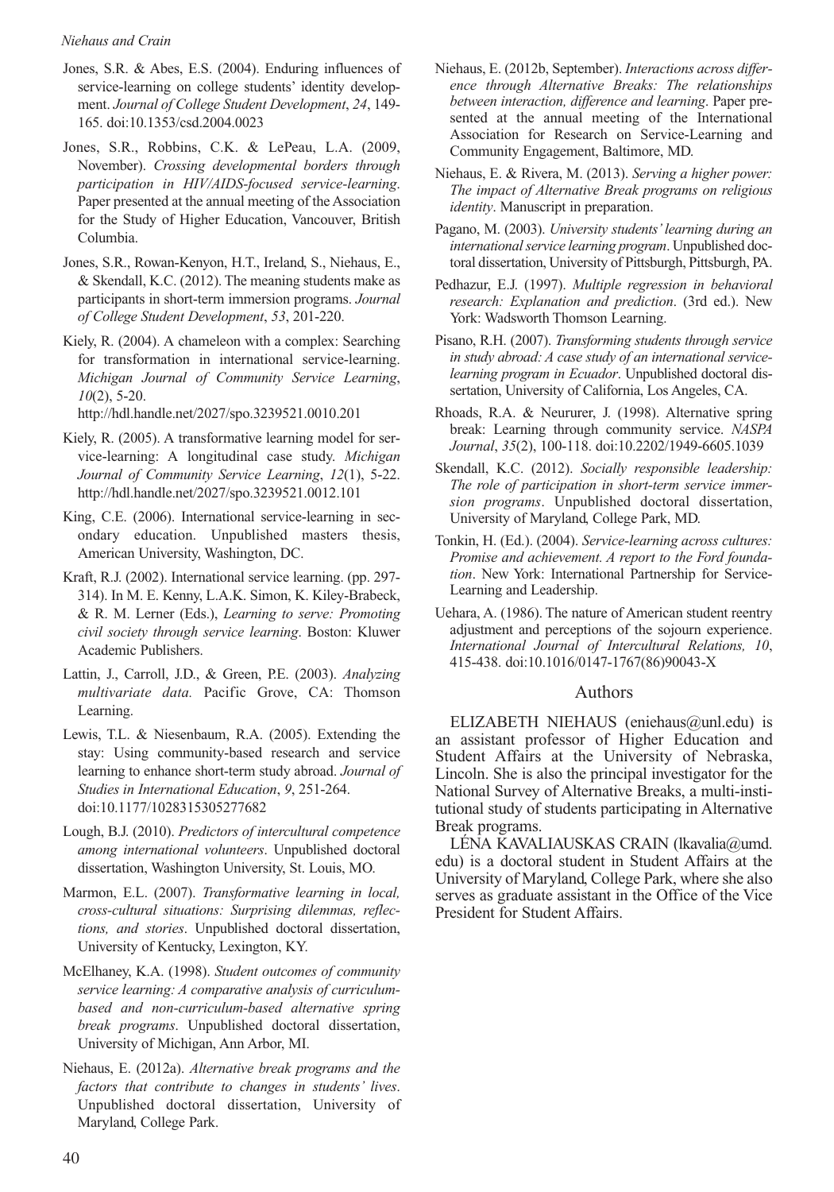Jones, S.R. & Abes, E.S. (2004). Enduring influences of service-learning on college students' identity development. *Journal of College Student Development*, *24*, 149-165. doi:10.1353/csd.2004.0023

Jones, S.R., Robbins, C.K. & LePeau, L.A. (2009, November). *Crossing developmental borders through participation in HIV/AIDS-focused service-learning*. Paper presented at the annual meeting of the Association for the Study of Higher Education, Vancouver, British Columbia.

Jones, S.R., Rowan-Kenyon, H.T., Ireland, S., Niehaus, E., & Skendall, K.C. (2012). The meaning students make as participants in short-term immersion programs. *Journal of College Student Development*, *53*, 201-220.

Kiely, R. (2004). A chameleon with a complex: Searching for transformation in international service-learning. *Michigan Journal of Community Service Learning*, *10*(2), 5-20. http://hdl.handle.net/2027/spo.3239521.0010.201

Kiely, R. (2005). A transformative learning model for service-learning: A longitudinal case study. *Michigan Journal of Community Service Learning*, *12*(1), 5-22. http://hdl.handle.net/2027/spo.3239521.0012.101

King, C.E. (2006). International service-learning in secondary education. Unpublished masters thesis, American University, Washington, DC.

Kraft, R.J. (2002). International service learning. (pp. 297-314). In M. E. Kenny, L.A.K. Simon, K. Kiley-Brabeck, & R. M. Lerner (Eds.), *Learning to serve: Promoting civil society through service learning*. Boston: Kluwer Academic Publishers.

Lattin, J., Carroll, J.D., & Green, P.E. (2003). *Analyzing multivariate data.* Pacific Grove, CA: Thomson Learning.

Lewis, T.L. & Niesenbaum, R.A. (2005). Extending the stay: Using community-based research and service learning to enhance short-term study abroad. *Journal of Studies in International Education*, *9*, 251-264. doi:10.1177/1028315305277682

Lough, B.J. (2010). *Predictors of intercultural competence among international volunteers*. Unpublished doctoral dissertation, Washington University, St. Louis, MO.

Marmon, E.L. (2007). *Transformative learning in local, cross-cultural situations: Surprising dilemmas, reflections, and stories*. Unpublished doctoral dissertation, University of Kentucky, Lexington, KY.

McElhaney, K.A. (1998). *Student outcomes of community service learning: A comparative analysis of curriculum-based and non-curriculum-based alternative spring break programs*. Unpublished doctoral dissertation, University of Michigan, Ann Arbor, MI.

Niehaus, E. (2012a). *Alternative break programs and the factors that contribute to changes in students' lives*. Unpublished doctoral dissertation, University of Maryland, College Park.

Niehaus, E. (2012b, September). *Interactions across difference through Alternative Breaks: The relationships between interaction, difference and learning*. Paper presented at the annual meeting of the International Association for Research on Service-Learning and Community Engagement, Baltimore, MD.

Niehaus, E. & Rivera, M. (2013). *Serving a higher power: The impact of Alternative Break programs on religious identity*. Manuscript in preparation.

Pagano, M. (2003). *University students' learning during an international service learning program*. Unpublished doctoral dissertation, University of Pittsburgh, Pittsburgh, PA.

Pedhazur, E.J. (1997). *Multiple regression in behavioral research: Explanation and prediction*. (3rd ed.). New York: Wadsworth Thomson Learning.

Pisano, R.H. (2007). *Transforming students through service in study abroad: A case study of an international service-learning program in Ecuador*. Unpublished doctoral dissertation, University of California, Los Angeles, CA.

Rhoads, R.A. & Neururer, J. (1998). Alternative spring break: Learning through community service. *NASPA Journal*, *35*(2), 100-118. doi:10.2202/1949-6605.1039

Skendall, K.C. (2012). *Socially responsible leadership: The role of participation in short-term service immersion programs*. Unpublished doctoral dissertation, University of Maryland, College Park, MD.

Tonkin, H. (Ed.). (2004). *Service-learning across cultures: Promise and achievement. A report to the Ford foundation*. New York: International Partnership for Service-Learning and Leadership.

Uehara, A. (1986). The nature of American student reentry adjustment and perceptions of the sojourn experience. *International Journal of Intercultural Relations, 10*, 415-438. doi:10.1016/0147-1767(86)90043-X

## Authors

ELIZABETH NIEHAUS (eniehaus@unl.edu) is an assistant professor of Higher Education and Student Affairs at the University of Nebraska, Lincoln. She is also the principal investigator for the National Survey of Alternative Breaks, a multi-institutional study of students participating in Alternative Break programs.

LÉNA KAVALIAUSKAS CRAIN (lkavalia@umd.edu) is a doctoral student in Student Affairs at the University of Maryland, College Park, where she also serves as graduate assistant in the Office of the Vice President for Student Affairs.